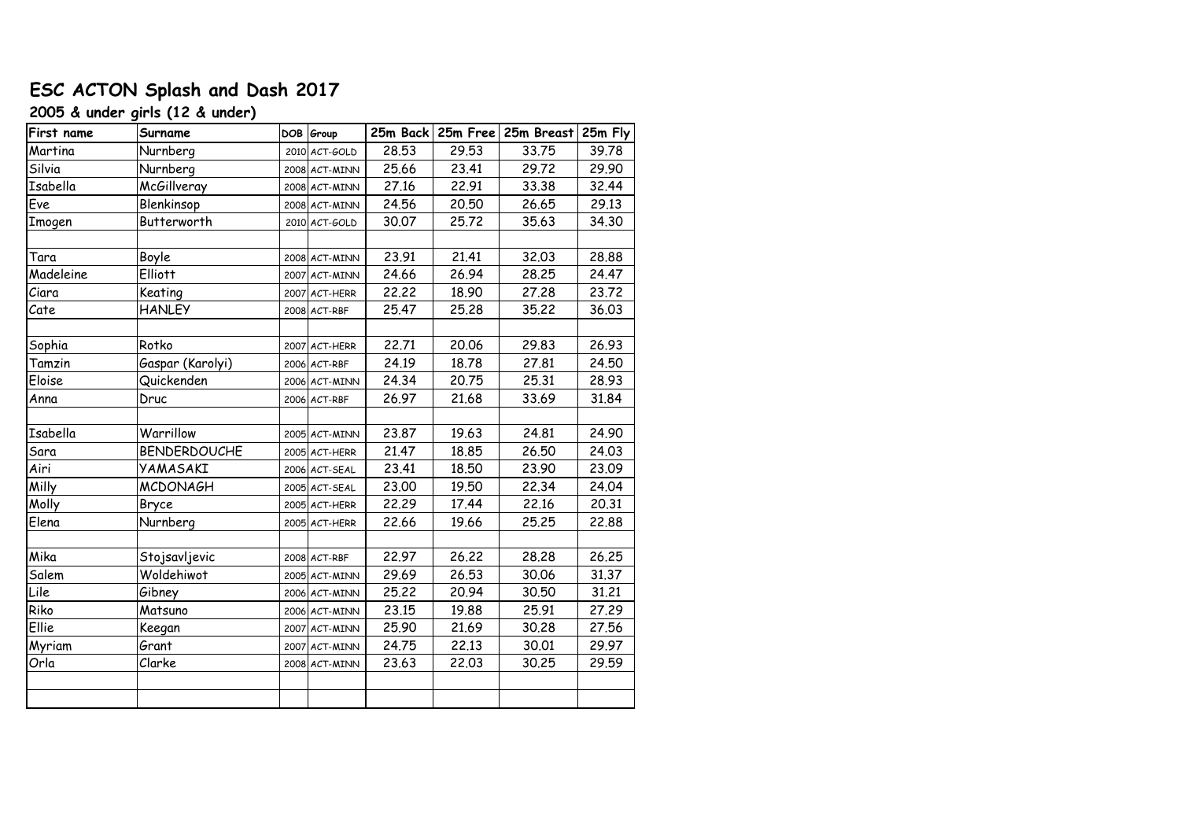# ESC ACTON Splash and Dash 2017

## 2005 & under girls (12 & under)

| First name | Surname | DOB | Group | 25m Back | 25m Free | 25m Breast | 25m Fly |
|---|---|---|---|---|---|---|---|
| Martina | Nurnberg | 2010 | ACT-GOLD | 28.53 | 29.53 | 33.75 | 39.78 |
| Silvia | Nurnberg | 2008 | ACT-MINN | 25.66 | 23.41 | 29.72 | 29.90 |
| Isabella | McGillveray | 2008 | ACT-MINN | 27.16 | 22.91 | 33.38 | 32.44 |
| Eve | Blenkinsop | 2008 | ACT-MINN | 24.56 | 20.50 | 26.65 | 29.13 |
| Imogen | Butterworth | 2010 | ACT-GOLD | 30.07 | 25.72 | 35.63 | 34.30 |
| | | | | | | | |
| Tara | Boyle | 2008 | ACT-MINN | 23.91 | 21.41 | 32.03 | 28.88 |
| Madeleine | Elliott | 2007 | ACT-MINN | 24.66 | 26.94 | 28.25 | 24.47 |
| Ciara | Keating | 2007 | ACT-HERR | 22.22 | 18.90 | 27.28 | 23.72 |
| Cate | HANLEY | 2008 | ACT-RBF | 25.47 | 25.28 | 35.22 | 36.03 |
| | | | | | | | |
| Sophia | Rotko | 2007 | ACT-HERR | 22.71 | 20.06 | 29.83 | 26.93 |
| Tamzin | Gaspar (Karolyi) | 2006 | ACT-RBF | 24.19 | 18.78 | 27.81 | 24.50 |
| Eloise | Quickenden | 2006 | ACT-MINN | 24.34 | 20.75 | 25.31 | 28.93 |
| Anna | Druc | 2006 | ACT-RBF | 26.97 | 21.68 | 33.69 | 31.84 |
| | | | | | | | |
| Isabella | Warrillow | 2005 | ACT-MINN | 23.87 | 19.63 | 24.81 | 24.90 |
| Sara | BENDERDOUCHE | 2005 | ACT-HERR | 21.47 | 18.85 | 26.50 | 24.03 |
| Airi | YAMASAKI | 2006 | ACT-SEAL | 23.41 | 18.50 | 23.90 | 23.09 |
| Milly | MCDONAGH | 2005 | ACT-SEAL | 23.00 | 19.50 | 22.34 | 24.04 |
| Molly | Bryce | 2005 | ACT-HERR | 22.29 | 17.44 | 22.16 | 20.31 |
| Elena | Nurnberg | 2005 | ACT-HERR | 22.66 | 19.66 | 25.25 | 22.88 |
| | | | | | | | |
| Mika | Stojsavljevic | 2008 | ACT-RBF | 22.97 | 26.22 | 28.28 | 26.25 |
| Salem | Woldehiwot | 2005 | ACT-MINN | 29.69 | 26.53 | 30.06 | 31.37 |
| Lile | Gibney | 2006 | ACT-MINN | 25.22 | 20.94 | 30.50 | 31.21 |
| Riko | Matsuno | 2006 | ACT-MINN | 23.15 | 19.88 | 25.91 | 27.29 |
| Ellie | Keegan | 2007 | ACT-MINN | 25.90 | 21.69 | 30.28 | 27.56 |
| Myriam | Grant | 2007 | ACT-MINN | 24.75 | 22.13 | 30.01 | 29.97 |
| Orla | Clarke | 2008 | ACT-MINN | 23.63 | 22.03 | 30.25 | 29.59 |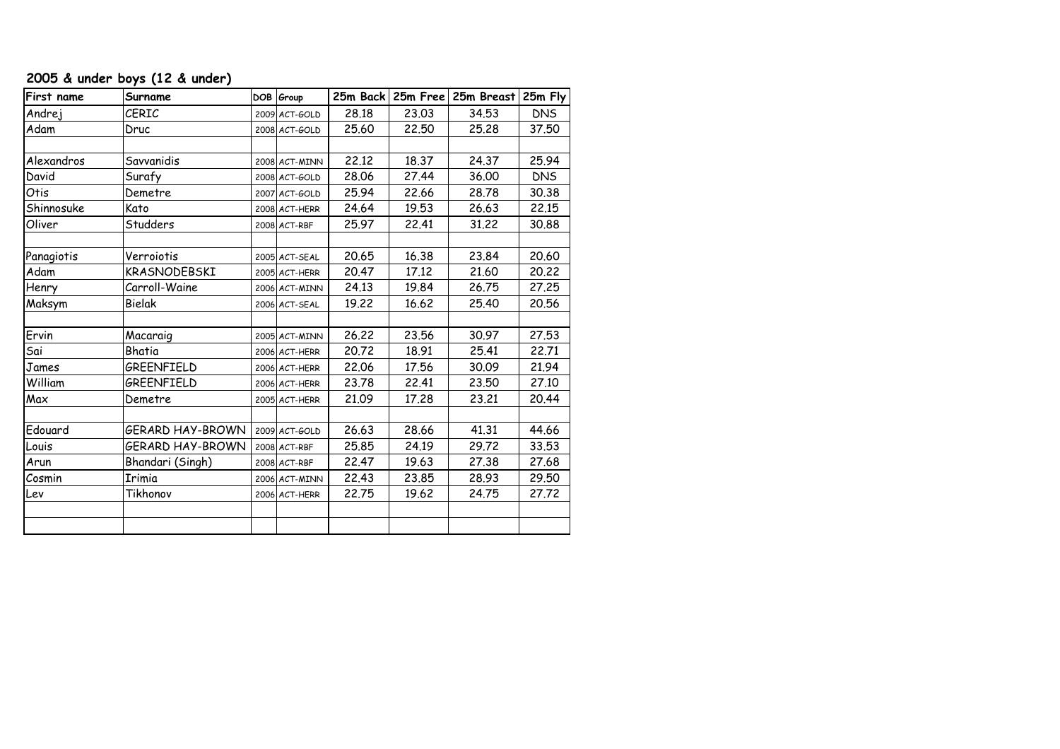## 2005 & under boys (12 & under)

| First name | Surname | DOB | Group | 25m Back | 25m Free | 25m Breast | 25m Fly |
|---|---|---|---|---|---|---|---|
| Andrej | CERIC | 2009 | ACT-GOLD | 28.18 | 23.03 | 34.53 | DNS |
| Adam | Druc | 2008 | ACT-GOLD | 25.60 | 22.50 | 25.28 | 37.50 |
| | | | | | | | |
| Alexandros | Savvanidis | 2008 | ACT-MINN | 22.12 | 18.37 | 24.37 | 25.94 |
| David | Surafy | 2008 | ACT-GOLD | 28.06 | 27.44 | 36.00 | DNS |
| Otis | Demetre | 2007 | ACT-GOLD | 25.94 | 22.66 | 28.78 | 30.38 |
| Shinnosuke | Kato | 2008 | ACT-HERR | 24.64 | 19.53 | 26.63 | 22.15 |
| Oliver | Studders | 2008 | ACT-RBF | 25.97 | 22.41 | 31.22 | 30.88 |
| | | | | | | | |
| Panagiotis | Verroiotis | 2005 | ACT-SEAL | 20.65 | 16.38 | 23.84 | 20.60 |
| Adam | KRASNODEBSKI | 2005 | ACT-HERR | 20.47 | 17.12 | 21.60 | 20.22 |
| Henry | Carroll-Waine | 2006 | ACT-MINN | 24.13 | 19.84 | 26.75 | 27.25 |
| Maksym | Bielak | 2006 | ACT-SEAL | 19.22 | 16.62 | 25.40 | 20.56 |
| | | | | | | | |
| Ervin | Macaraig | 2005 | ACT-MINN | 26.22 | 23.56 | 30.97 | 27.53 |
| Sai | Bhatia | 2006 | ACT-HERR | 20.72 | 18.91 | 25.41 | 22.71 |
| James | GREENFIELD | 2006 | ACT-HERR | 22.06 | 17.56 | 30.09 | 21.94 |
| William | GREENFIELD | 2006 | ACT-HERR | 23.78 | 22.41 | 23.50 | 27.10 |
| Max | Demetre | 2005 | ACT-HERR | 21.09 | 17.28 | 23.21 | 20.44 |
| | | | | | | | |
| Edouard | GERARD HAY-BROWN | 2009 | ACT-GOLD | 26.63 | 28.66 | 41.31 | 44.66 |
| Louis | GERARD HAY-BROWN | 2008 | ACT-RBF | 25.85 | 24.19 | 29.72 | 33.53 |
| Arun | Bhandari (Singh) | 2008 | ACT-RBF | 22.47 | 19.63 | 27.38 | 27.68 |
| Cosmin | Irimia | 2006 | ACT-MINN | 22.43 | 23.85 | 28.93 | 29.50 |
| Lev | Tikhonov | 2006 | ACT-HERR | 22.75 | 19.62 | 24.75 | 27.72 |
| | | | | | | | |
| | | | | | | | |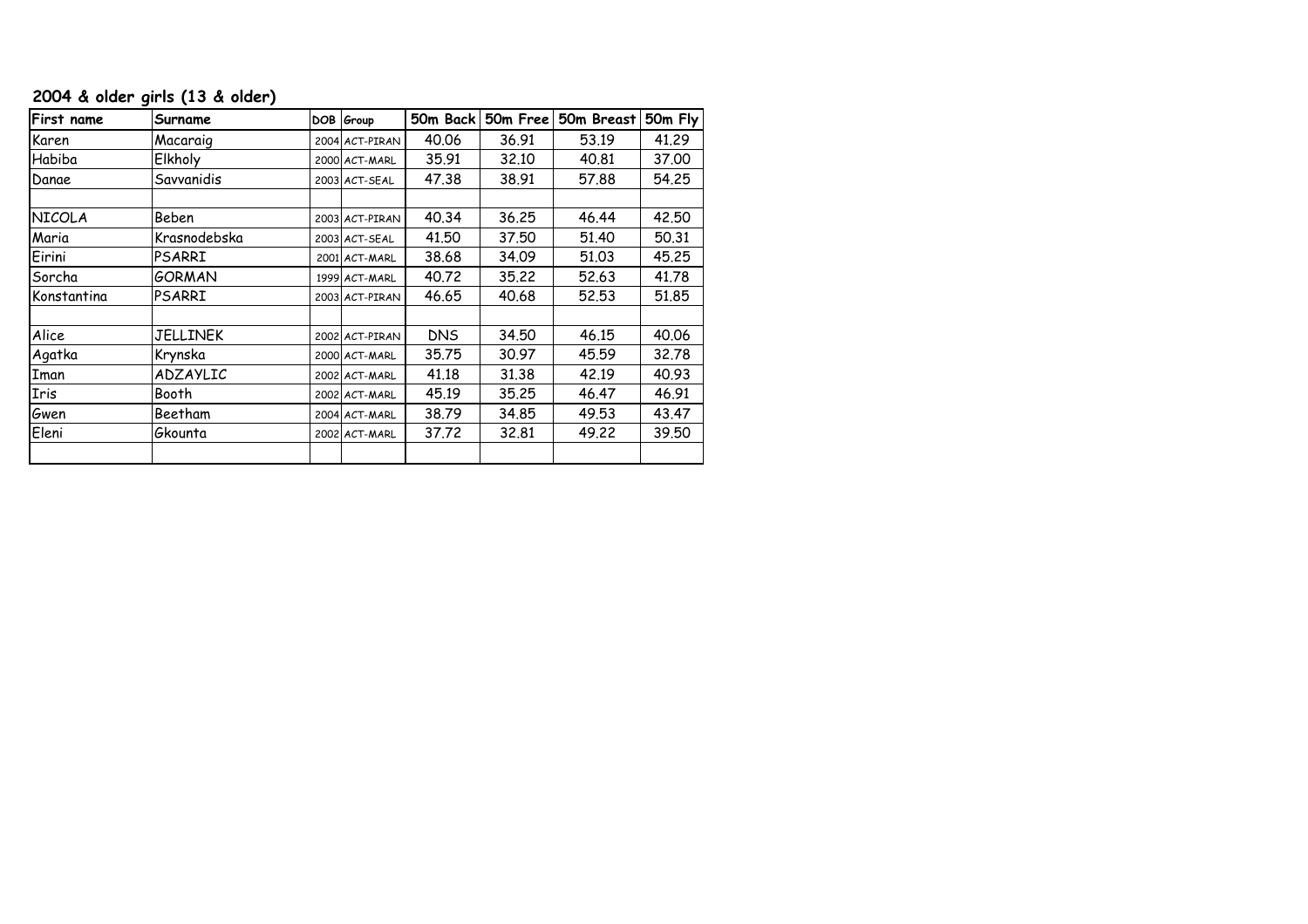## 2004 & older girls (13 & older)

| First name | Surname | DOB | Group | 50m Back | 50m Free | 50m Breast | 50m Fly |
|---|---|---|---|---|---|---|---|
| Karen | Macaraig | 2004 | ACT-PIRAN | 40.06 | 36.91 | 53.19 | 41.29 |
| Habiba | Elkholy | 2000 | ACT-MARL | 35.91 | 32.10 | 40.81 | 37.00 |
| Danae | Savvanidis | 2003 | ACT-SEAL | 47.38 | 38.91 | 57.88 | 54.25 |
| | | | | | | | |
| NICOLA | Beben | 2003 | ACT-PIRAN | 40.34 | 36.25 | 46.44 | 42.50 |
| Maria | Krasnodebska | 2003 | ACT-SEAL | 41.50 | 37.50 | 51.40 | 50.31 |
| Eirini | PSARRI | 2001 | ACT-MARL | 38.68 | 34.09 | 51.03 | 45.25 |
| Sorcha | GORMAN | 1999 | ACT-MARL | 40.72 | 35.22 | 52.63 | 41.78 |
| Konstantina | PSARRI | 2003 | ACT-PIRAN | 46.65 | 40.68 | 52.53 | 51.85 |
| | | | | | | | |
| Alice | JELLINEK | 2002 | ACT-PIRAN | DNS | 34.50 | 46.15 | 40.06 |
| Agatka | Krynska | 2000 | ACT-MARL | 35.75 | 30.97 | 45.59 | 32.78 |
| Iman | ADZAYLIC | 2002 | ACT-MARL | 41.18 | 31.38 | 42.19 | 40.93 |
| Iris | Booth | 2002 | ACT-MARL | 45.19 | 35.25 | 46.47 | 46.91 |
| Gwen | Beetham | 2004 | ACT-MARL | 38.79 | 34.85 | 49.53 | 43.47 |
| Eleni | Gkounta | 2002 | ACT-MARL | 37.72 | 32.81 | 49.22 | 39.50 |
| | | | | | | | |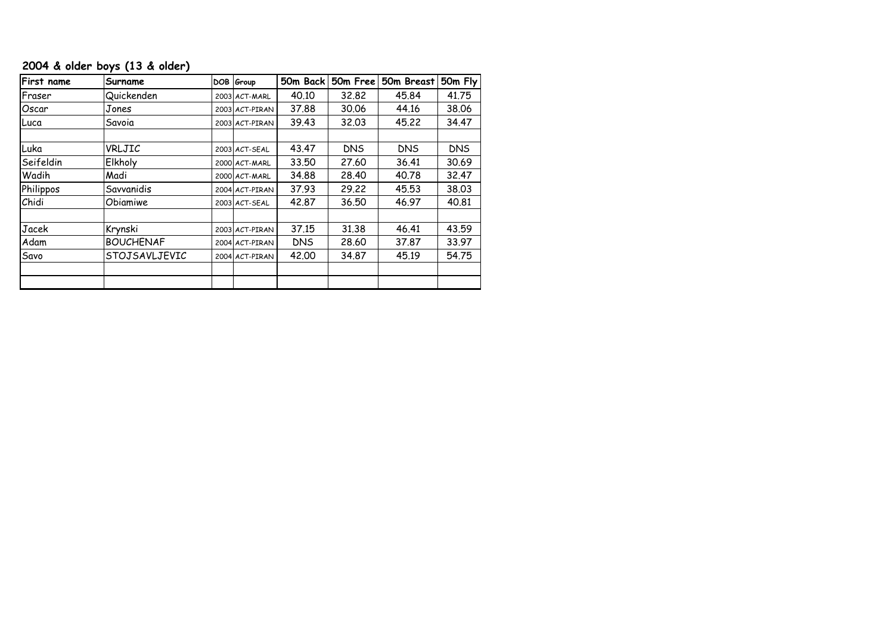**2004 & older boys (13 & older)**

| First name | Surname | DOB | Group | 50m Back | 50m Free | 50m Breast | 50m Fly |
|---|---|---|---|---|---|---|---|
| Fraser | Quickenden | 2003 | ACT-MARL | 40.10 | 32.82 | 45.84 | 41.75 |
| Oscar | Jones | 2003 | ACT-PIRAN | 37.88 | 30.06 | 44.16 | 38.06 |
| Luca | Savoia | 2003 | ACT-PIRAN | 39.43 | 32.03 | 45.22 | 34.47 |
| | | | | | | | |
| Luka | VRLJIC | 2003 | ACT-SEAL | 43.47 | DNS | DNS | DNS |
| Seifeldin | Elkholy | 2000 | ACT-MARL | 33.50 | 27.60 | 36.41 | 30.69 |
| Wadih | Madi | 2000 | ACT-MARL | 34.88 | 28.40 | 40.78 | 32.47 |
| Philippos | Savvanidis | 2004 | ACT-PIRAN | 37.93 | 29.22 | 45.53 | 38.03 |
| Chidi | Obiamiwe | 2003 | ACT-SEAL | 42.87 | 36.50 | 46.97 | 40.81 |
| | | | | | | | |
| Jacek | Krynski | 2003 | ACT-PIRAN | 37.15 | 31.38 | 46.41 | 43.59 |
| Adam | BOUCHENAF | 2004 | ACT-PIRAN | DNS | 28.60 | 37.87 | 33.97 |
| Savo | STOJSAVLJEVIC | 2004 | ACT-PIRAN | 42.00 | 34.87 | 45.19 | 54.75 |
| | | | | | | | |
| | | | | | | | |